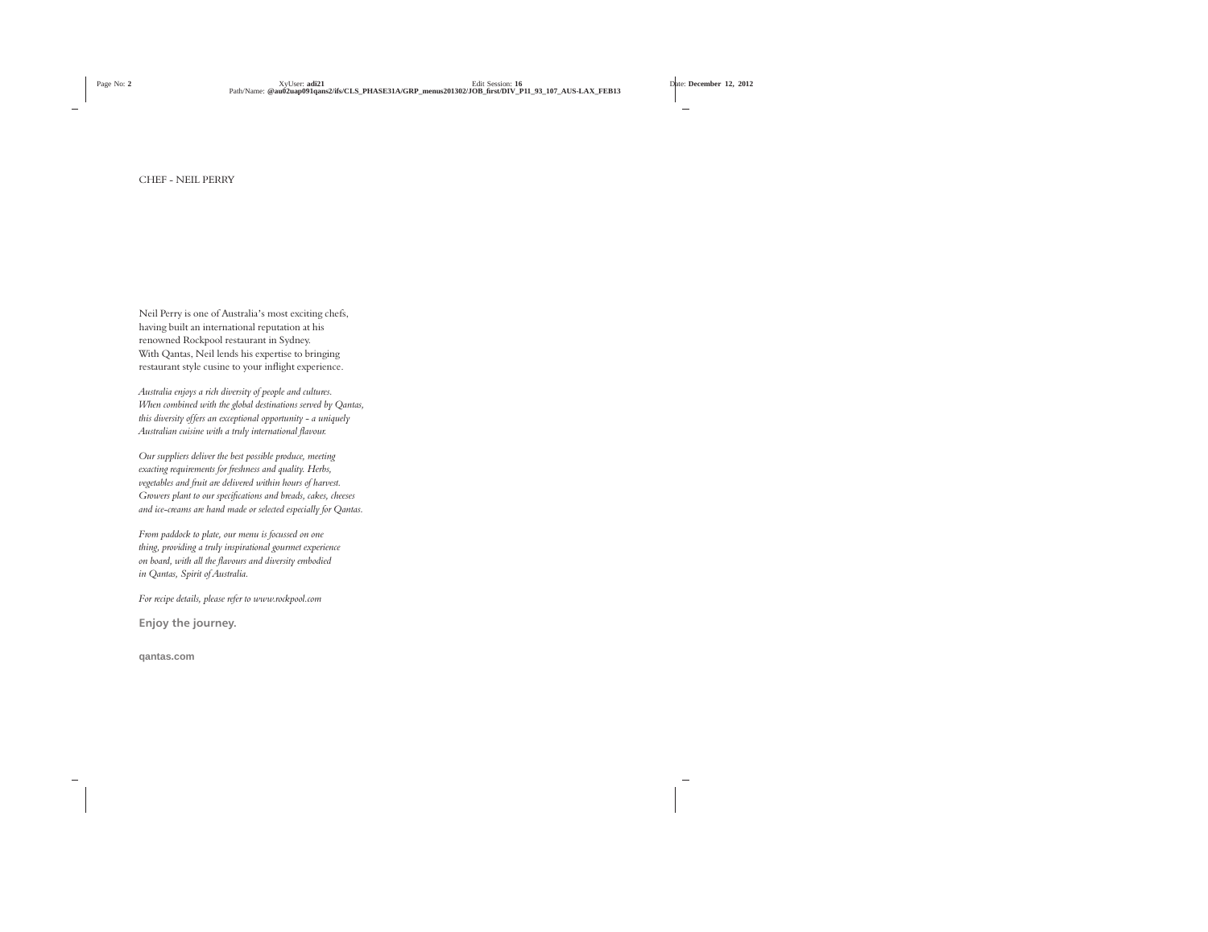CHEF - NEIL PERRY

Neil Perry is one of Australia's most exciting chefs, having built an international reputation at his renowned Rockpool restaurant in Sydney. With Qantas, Neil lends his expertise to bringing restaurant style cusine to your inflight experience.

*Australia enjoys a rich diversity of people and cultures. When combined with the global destinations served by Qantas, this diversity offers an exceptional opportunity - a uniquely Australian cuisine with a truly international flavour.*

*Our suppliers deliver the best possible produce, meeting exacting requirements for freshness and quality. Herbs, vegetables and fruit are delivered within hours of harvest. Growers plant to our specifications and breads, cakes, cheeses and ice-creams are hand made or selected especially for Qantas.*

*From paddock to plate, our menu is focussed on one thing, providing a truly inspirational gourmet experience on board, with all the flavours and diversity embodied in Qantas, Spirit of Australia.*

*For recipe details, please refer to www.rockpool.com*

**Enjoy the journey.**

**qantas.com**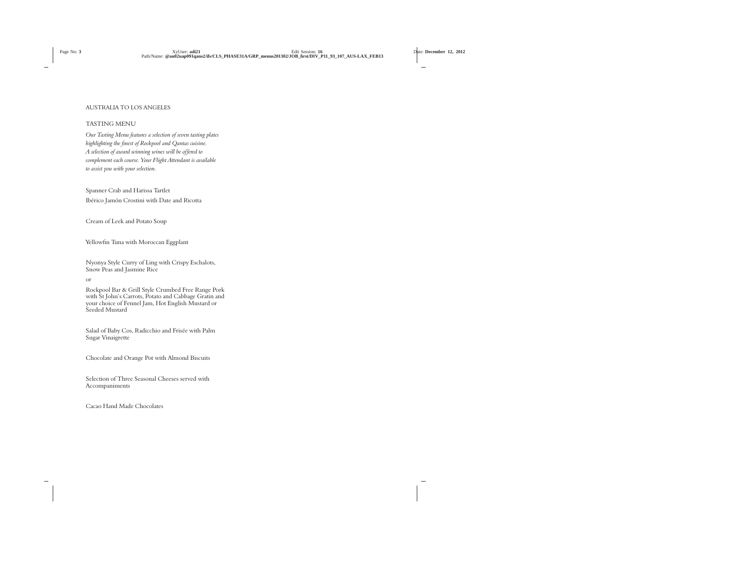AUSTRALIA TO LOS ANGELES

## TASTING MENU

*Our Tasting Menu features a selection of seven tasting plates highlighting the finest of Rockpool and Qantas cuisine. A selection of award winning wines will be offered to complement each course. Your Flight Attendant is available to assist you with your selection.*

Spanner Crab and Harissa Tartlet

Ibérico Jamón Crostini with Date and Ricotta

Cream of Leek and Potato Soup

Yellowfin Tuna with Moroccan Eggplant

Nyonya Style Curry of Ling with Crispy Eschalots, Snow Peas and Jasmine Rice

or

Rockpool Bar & Grill Style Crumbed Free Range Pork with St John's Carrots, Potato and Cabbage Gratin and your choice of Fennel Jam, Hot English Mustard or Seeded Mustard

Salad of Baby Cos, Radicchio and Frisée with Palm Sugar Vinaigrette

Chocolate and Orange Pot with Almond Biscuits

Selection of Three Seasonal Cheeses served with Accompaniments

Cacao Hand Made Chocolates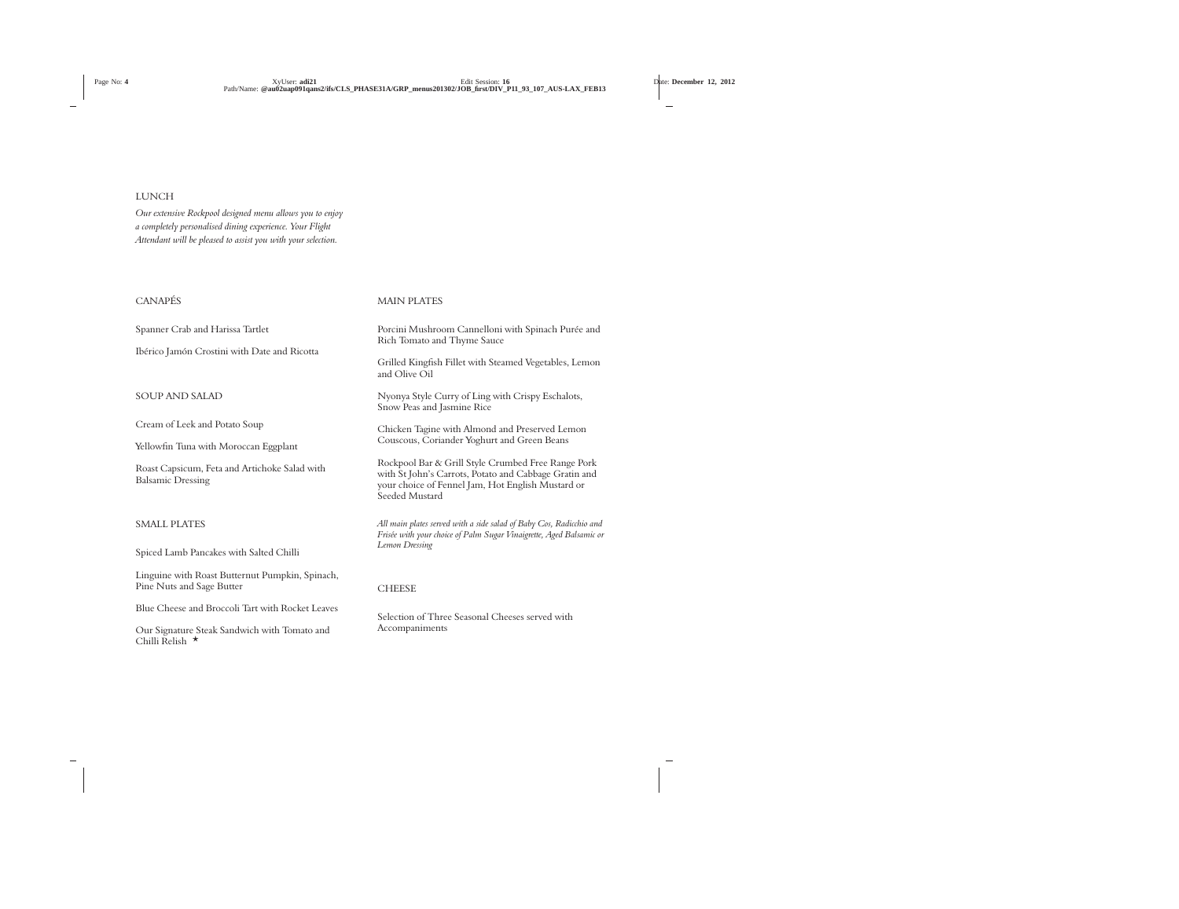## LUNCH

*Our extensive Rockpool designed menu allows you to enjoy a completely personalised dining experience. Your Flight Attendant will be pleased to assist you with your selection.*

### CANAPÉS

Spanner Crab and Harissa Tartlet

Ibérico Jamón Crostini with Date and Ricotta

### SOUP AND SALAD

Cream of Leek and Potato Soup

Yellowfin Tuna with Moroccan Eggplant

Roast Capsicum, Feta and Artichoke Salad with Balsamic Dressing

### SMALL PLATES

Spiced Lamb Pancakes with Salted Chilli

Linguine with Roast Butternut Pumpkin, Spinach, Pine Nuts and Sage Butter

Blue Cheese and Broccoli Tart with Rocket Leaves

Our Signature Steak Sandwich with Tomato and Chilli Relish ★

### MAIN PLATES

Porcini Mushroom Cannelloni with Spinach Purée and Rich Tomato and Thyme Sauce

Grilled Kingfish Fillet with Steamed Vegetables, Lemon and Olive Oil

Nyonya Style Curry of Ling with Crispy Eschalots, Snow Peas and Jasmine Rice

Chicken Tagine with Almond and Preserved Lemon Couscous, Coriander Yoghurt and Green Beans

Rockpool Bar & Grill Style Crumbed Free Range Pork with St John's Carrots, Potato and Cabbage Gratin and your choice of Fennel Jam, Hot English Mustard or Seeded Mustard

*All main plates served with a side salad of Baby Cos, Radicchio and Frisée with your choice of Palm Sugar Vinaigrette, Aged Balsamic or Lemon Dressing*

### CHEESE

Selection of Three Seasonal Cheeses served with Accompaniments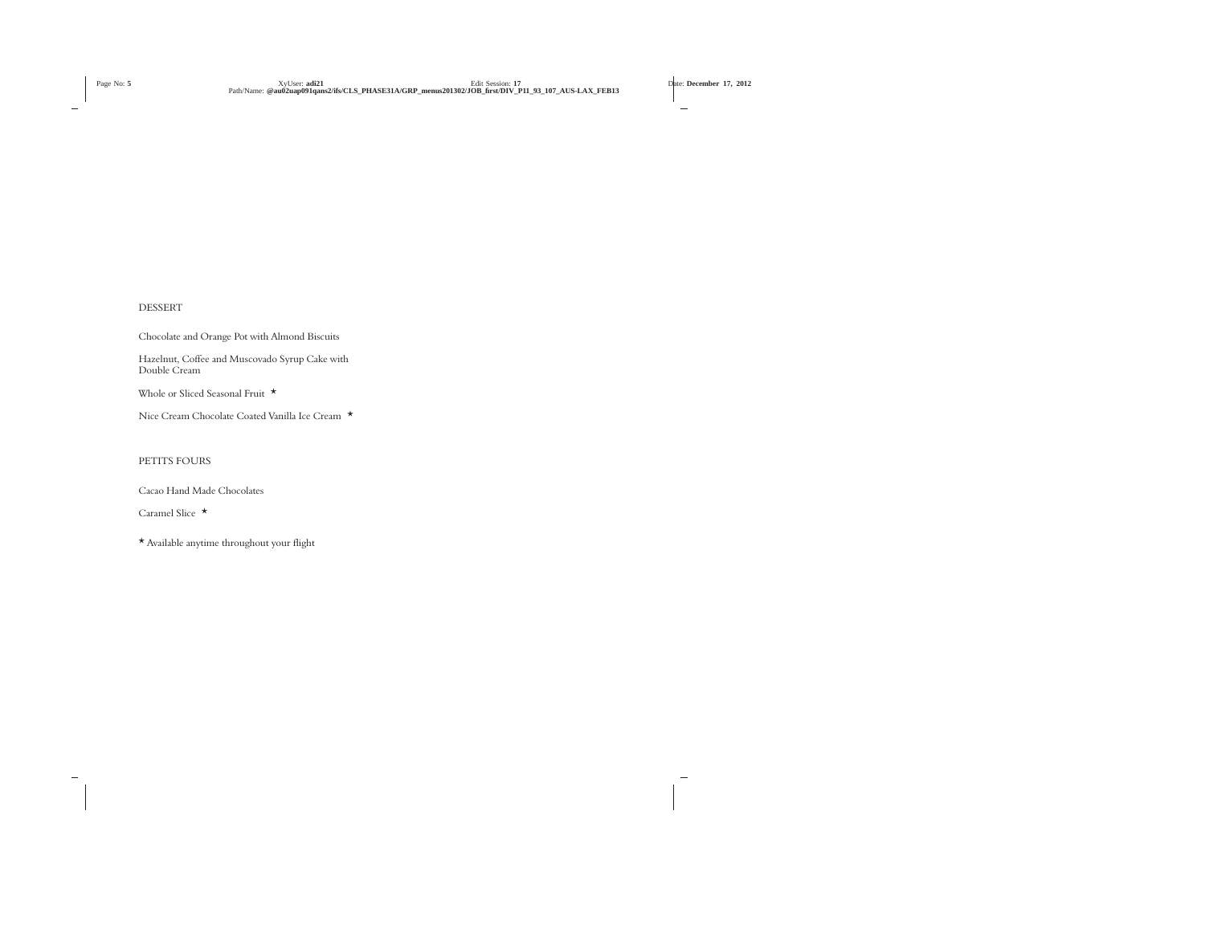## DESSERT

Chocolate and Orange Pot with Almond Biscuits

Hazelnut, Coffee and Muscovado Syrup Cake with Double Cream

Whole or Sliced Seasonal Fruit ⋆

Nice Cream Chocolate Coated Vanilla Ice Cream ⋆

## PETITS FOURS

Cacao Hand Made Chocolates

Caramel Slice ⋆

⋆ Available anytime throughout your flight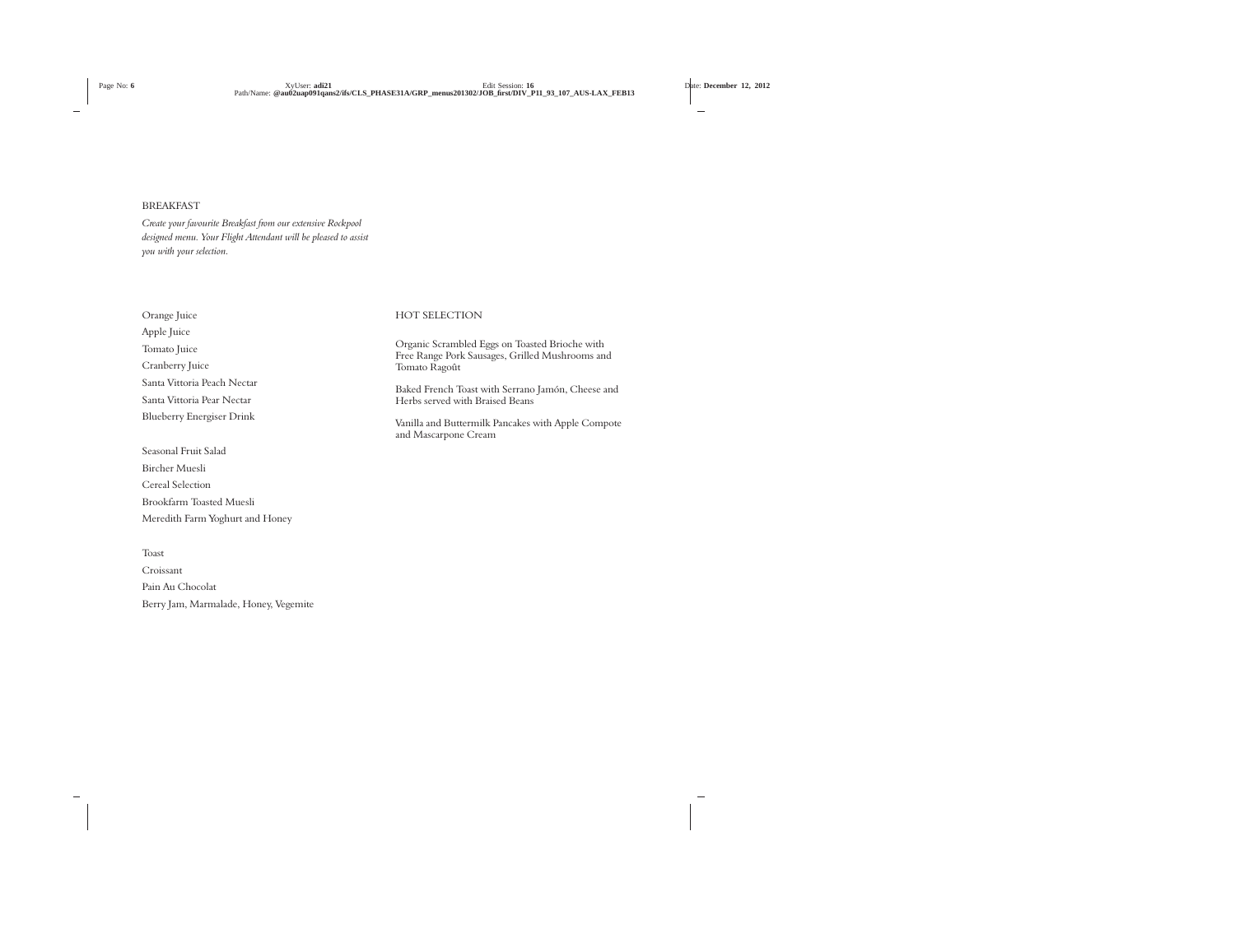## BREAKFAST

*Create your favourite Breakfast from our extensive Rockpool designed menu. Your Flight Attendant will be pleased to assist you with your selection.*

Orange Juice

Apple Juice

Tomato Juice

Cranberry Juice

Santa Vittoria Peach Nectar

Santa Vittoria Pear Nectar

Blueberry Energiser Drink

Seasonal Fruit Salad

Bircher Muesli

Cereal Selection

Brookfarm Toasted Muesli

Meredith Farm Yoghurt and Honey

Toast

Croissant

Pain Au Chocolat

Berry Jam, Marmalade, Honey, Vegemite

### HOT SELECTION

Organic Scrambled Eggs on Toasted Brioche with Free Range Pork Sausages, Grilled Mushrooms and Tomato Ragoût

Baked French Toast with Serrano Jamón, Cheese and Herbs served with Braised Beans

Vanilla and Buttermilk Pancakes with Apple Compote and Mascarpone Cream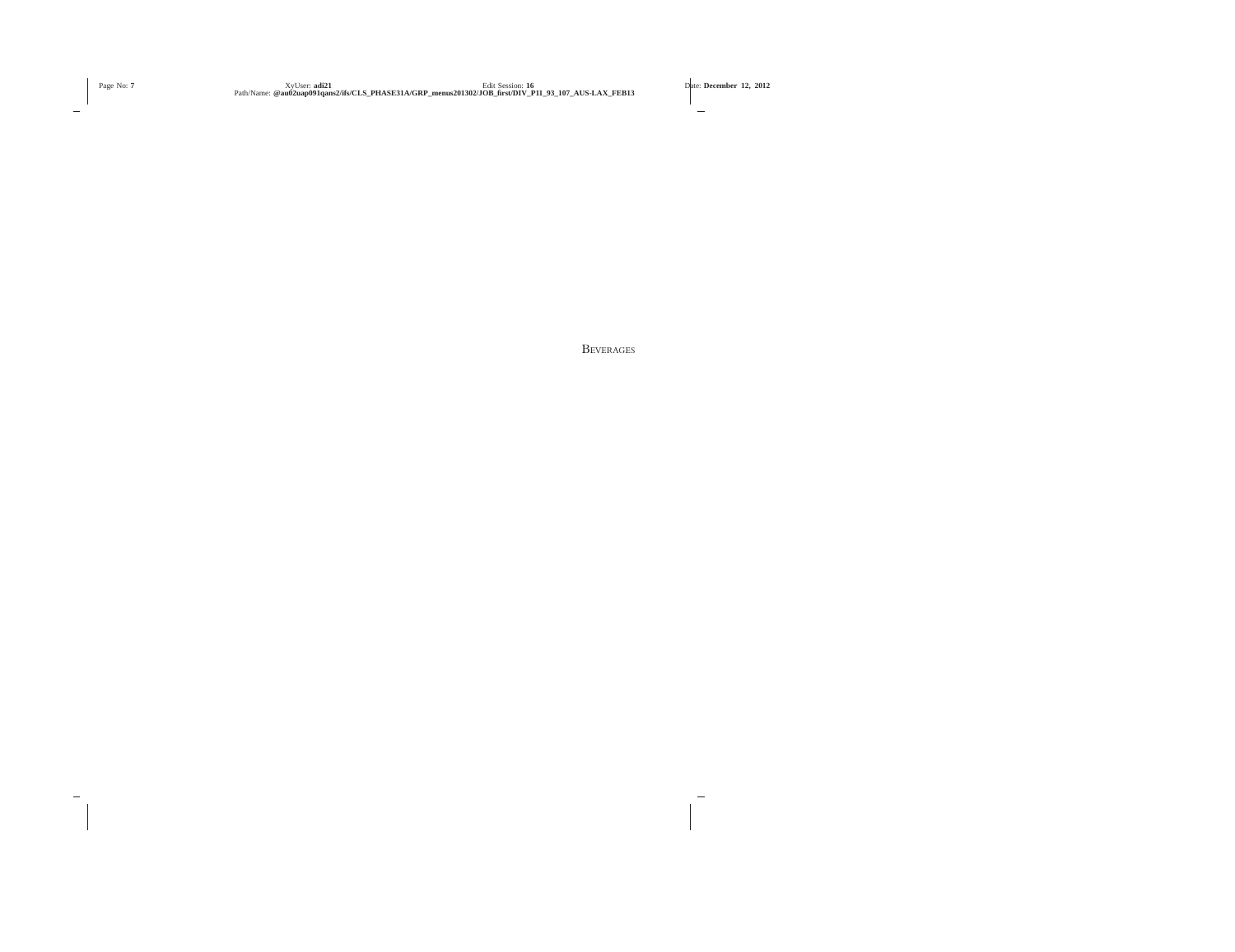# Beverages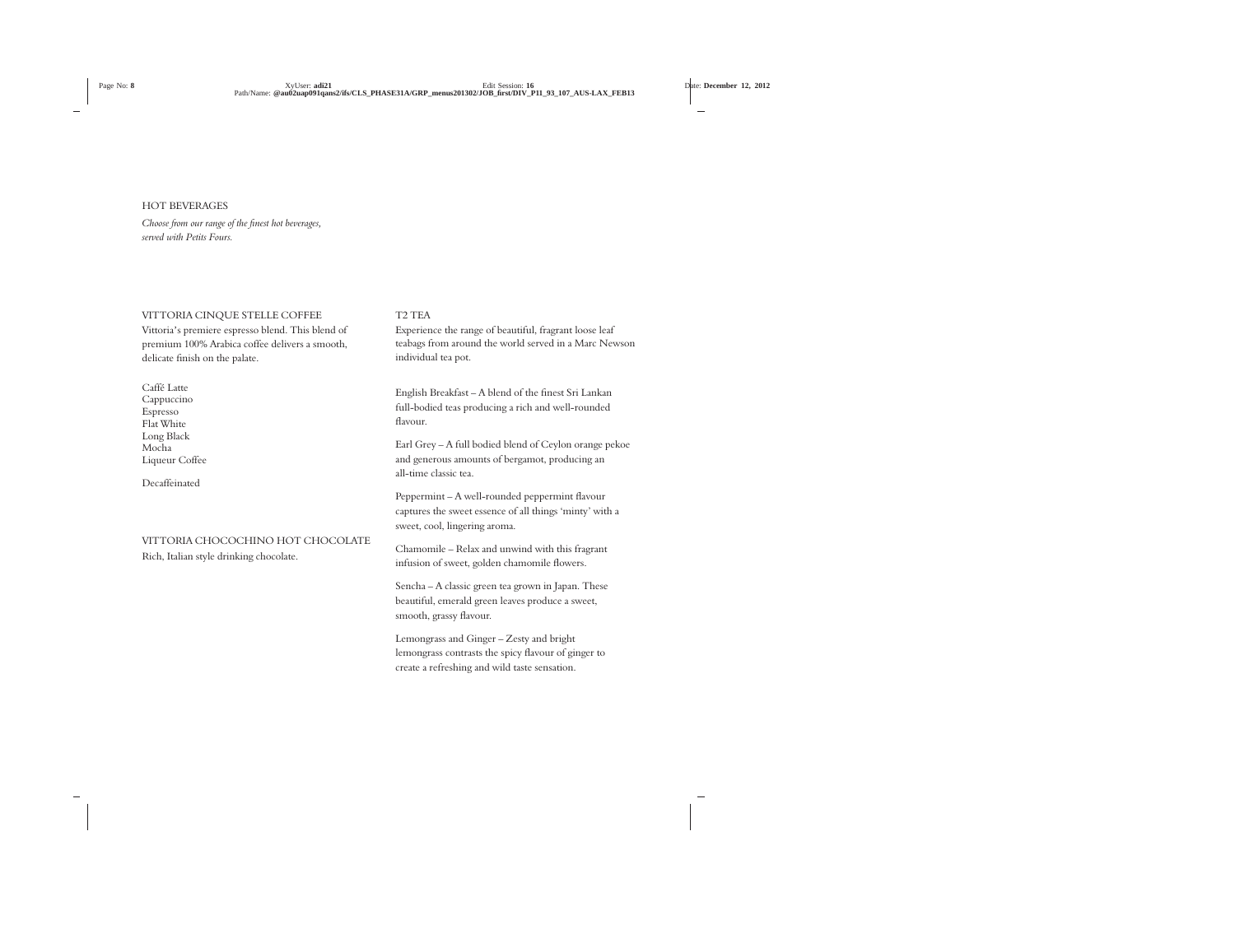# HOT BEVERAGES

*Choose from our range of the finest hot beverages, served with Petits Fours.*

## VITTORIA CINQUE STELLE COFFEE

Vittoria's premiere espresso blend. This blend of premium 100% Arabica coffee delivers a smooth, delicate finish on the palate.

Caffé Latte
Cappuccino
Espresso
Flat White
Long Black
Mocha
Liqueur Coffee

Decaffeinated

## VITTORIA CHOCOCHINO HOT CHOCOLATE

Rich, Italian style drinking chocolate.

## T2 TEA

Experience the range of beautiful, fragrant loose leaf teabags from around the world served in a Marc Newson individual tea pot.

English Breakfast – A blend of the finest Sri Lankan full-bodied teas producing a rich and well-rounded flavour.

Earl Grey – A full bodied blend of Ceylon orange pekoe and generous amounts of bergamot, producing an all-time classic tea.

Peppermint – A well-rounded peppermint flavour captures the sweet essence of all things 'minty' with a sweet, cool, lingering aroma.

Chamomile – Relax and unwind with this fragrant infusion of sweet, golden chamomile flowers.

Sencha – A classic green tea grown in Japan. These beautiful, emerald green leaves produce a sweet, smooth, grassy flavour.

Lemongrass and Ginger – Zesty and bright lemongrass contrasts the spicy flavour of ginger to create a refreshing and wild taste sensation.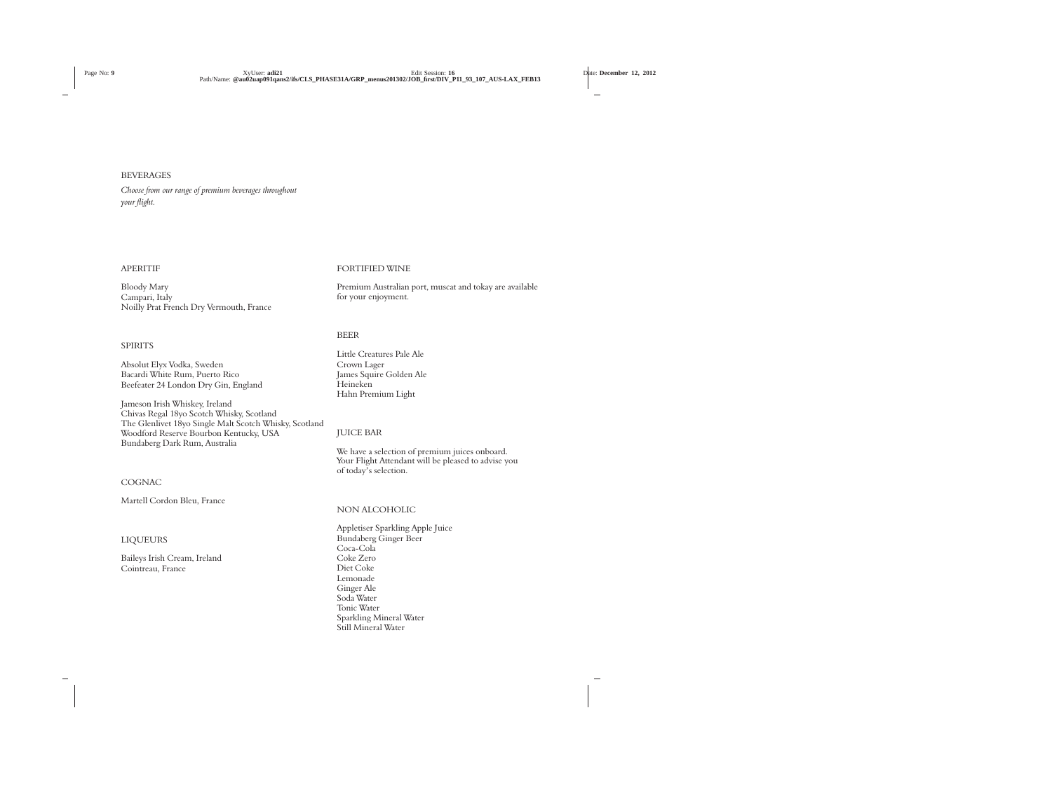# BEVERAGES

*Choose from our range of premium beverages throughout your flight.*

## APERITIF

Bloody Mary
Campari, Italy
Noilly Prat French Dry Vermouth, France

## SPIRITS

Absolut Elyx Vodka, Sweden
Bacardi White Rum, Puerto Rico
Beefeater 24 London Dry Gin, England

Jameson Irish Whiskey, Ireland
Chivas Regal 18yo Scotch Whisky, Scotland
The Glenlivet 18yo Single Malt Scotch Whisky, Scotland
Woodford Reserve Bourbon Kentucky, USA
Bundaberg Dark Rum, Australia

## COGNAC

Martell Cordon Bleu, France

## LIQUEURS

Baileys Irish Cream, Ireland
Cointreau, France

## FORTIFIED WINE

Premium Australian port, muscat and tokay are available for your enjoyment.

## BEER

Little Creatures Pale Ale
Crown Lager
James Squire Golden Ale
Heineken
Hahn Premium Light

## JUICE BAR

We have a selection of premium juices onboard. Your Flight Attendant will be pleased to advise you of today's selection.

## NON ALCOHOLIC

Appletiser Sparkling Apple Juice
Bundaberg Ginger Beer
Coca-Cola
Coke Zero
Diet Coke
Lemonade
Ginger Ale
Soda Water
Tonic Water
Sparkling Mineral Water
Still Mineral Water